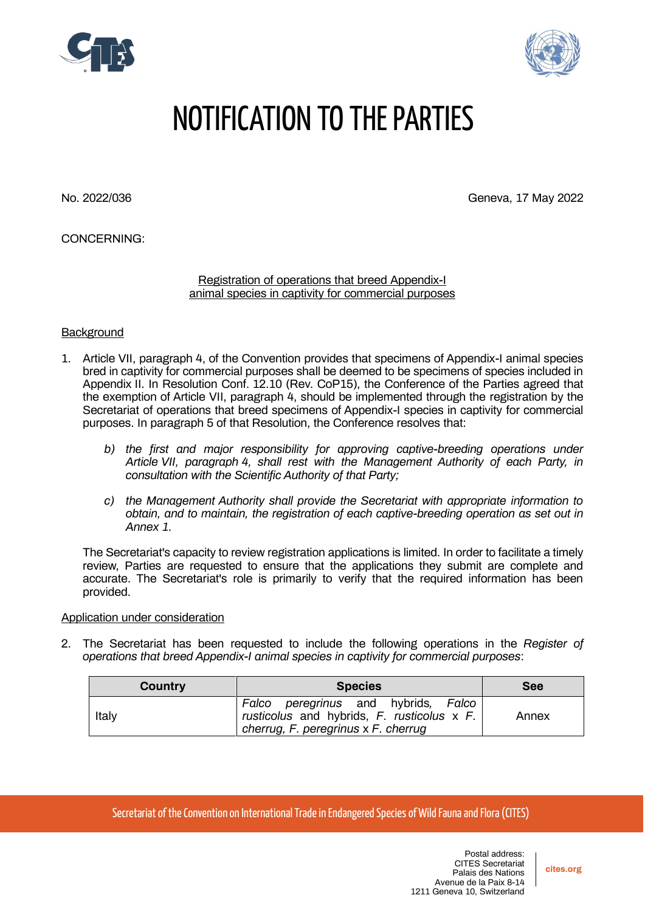# NOTIFICATION TO THE PARTIES

No. 2022/036

Geneva, 17 May 2022

CONCERNING:

Registration of operations that breed Appendix-I animal species in captivity for commercial purposes

## Background

1. Article VII, paragraph 4, of the Convention provides that specimens of Appendix-I animal species bred in captivity for commercial purposes shall be deemed to be specimens of species included in Appendix II. In Resolution Conf. 12.10 (Rev. CoP15), the Conference of the Parties agreed that the exemption of Article VII, paragraph 4, should be implemented through the registration by the Secretariat of operations that breed specimens of Appendix-I species in captivity for commercial purposes. In paragraph 5 of that Resolution, the Conference resolves that:

   *b) the first and major responsibility for approving captive-breeding operations under Article VII, paragraph 4, shall rest with the Management Authority of each Party, in consultation with the Scientific Authority of that Party;*

   *c) the Management Authority shall provide the Secretariat with appropriate information to obtain, and to maintain, the registration of each captive-breeding operation as set out in Annex 1.*

   The Secretariat's capacity to review registration applications is limited. In order to facilitate a timely review, Parties are requested to ensure that the applications they submit are complete and accurate. The Secretariat's role is primarily to verify that the required information has been provided.

## Application under consideration

2. The Secretariat has been requested to include the following operations in the *Register of operations that breed Appendix-I animal species in captivity for commercial purposes*:

| Country | Species | See |
|---|---|---|
| Italy | *Falco peregrinus* and hybrids, *Falco rusticolus* and hybrids, *F. rusticolus* x *F. cherrug, F. peregrinus* x *F. cherrug* | Annex |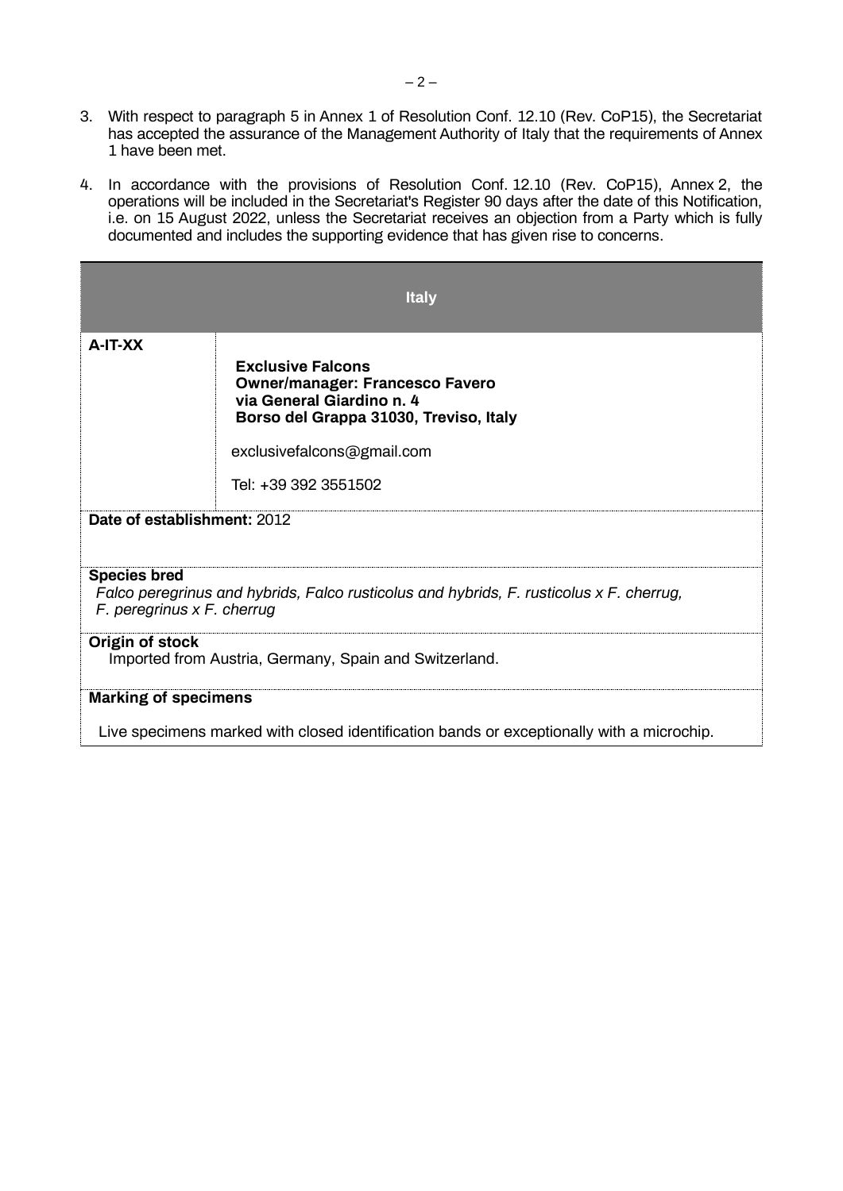3. With respect to paragraph 5 in Annex 1 of Resolution Conf. 12.10 (Rev. CoP15), the Secretariat has accepted the assurance of the Management Authority of Italy that the requirements of Annex 1 have been met.

4. In accordance with the provisions of Resolution Conf. 12.10 (Rev. CoP15), Annex 2, the operations will be included in the Secretariat's Register 90 days after the date of this Notification, i.e. on 15 August 2022, unless the Secretariat receives an objection from a Party which is fully documented and includes the supporting evidence that has given rise to concerns.

| **Italy** | |
|---|---|
| **A-IT-XX** | **Exclusive Falcons**<br>**Owner/manager: Francesco Favero**<br>**via General Giardino n. 4**<br>**Borso del Grappa 31030, Treviso, Italy**<br><br>exclusivefalcons@gmail.com<br><br>Tel: +39 392 3551502 |
| **Date of establishment:** 2012 | |
| **Species bred**<br>*Falco peregrinus and hybrids, Falco rusticolus and hybrids, F. rusticolus x F. cherrug, F. peregrinus x F. cherrug* | |
| **Origin of stock**<br>Imported from Austria, Germany, Spain and Switzerland. | |
| **Marking of specimens**<br><br>Live specimens marked with closed identification bands or exceptionally with a microchip. | |